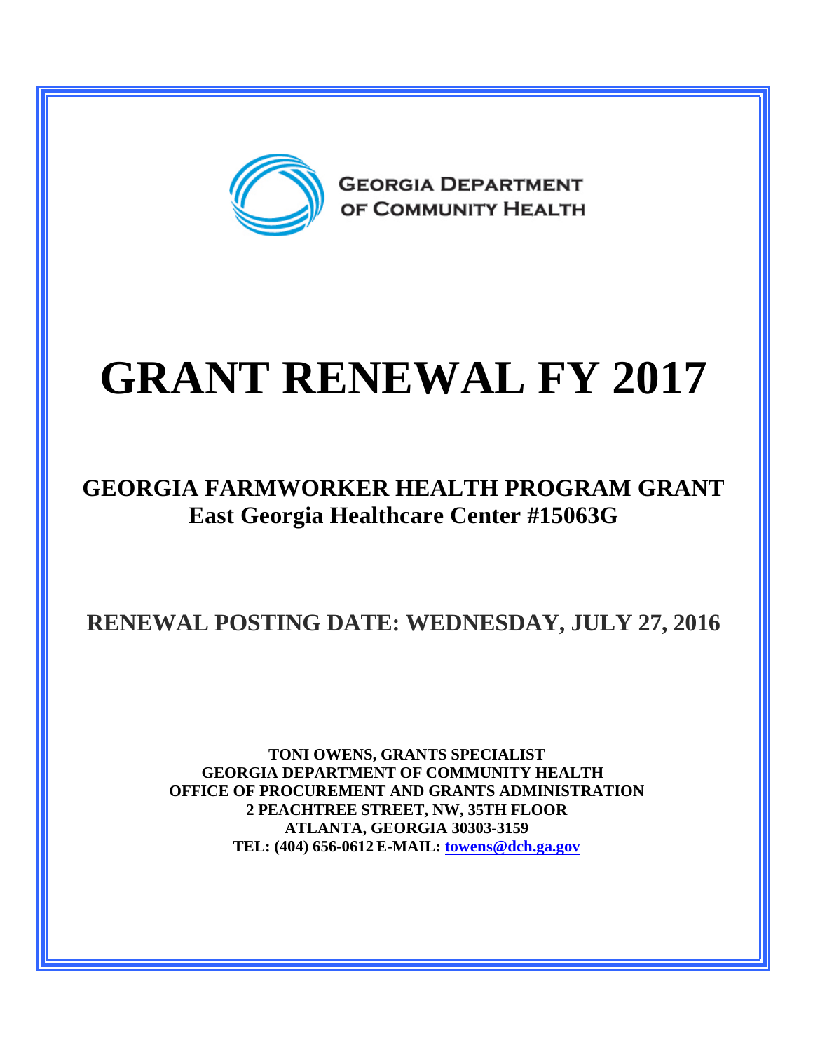GEORGIA DEPARTMENT OF COMMUNITY HEALTH

# GRANT RENEWAL FY 2017

## GEORGIA FARMWORKER HEALTH PROGRAM GRANT
## East Georgia Healthcare Center #15063G

## RENEWAL POSTING DATE: WEDNESDAY, JULY 27, 2016

**TONI OWENS, GRANTS SPECIALIST**
**GEORGIA DEPARTMENT OF COMMUNITY HEALTH**
**OFFICE OF PROCUREMENT AND GRANTS ADMINISTRATION**
**2 PEACHTREE STREET, NW, 35TH FLOOR**
**ATLANTA, GEORGIA 30303-3159**
**TEL: (404) 656-0612 E-MAIL: towens@dch.ga.gov**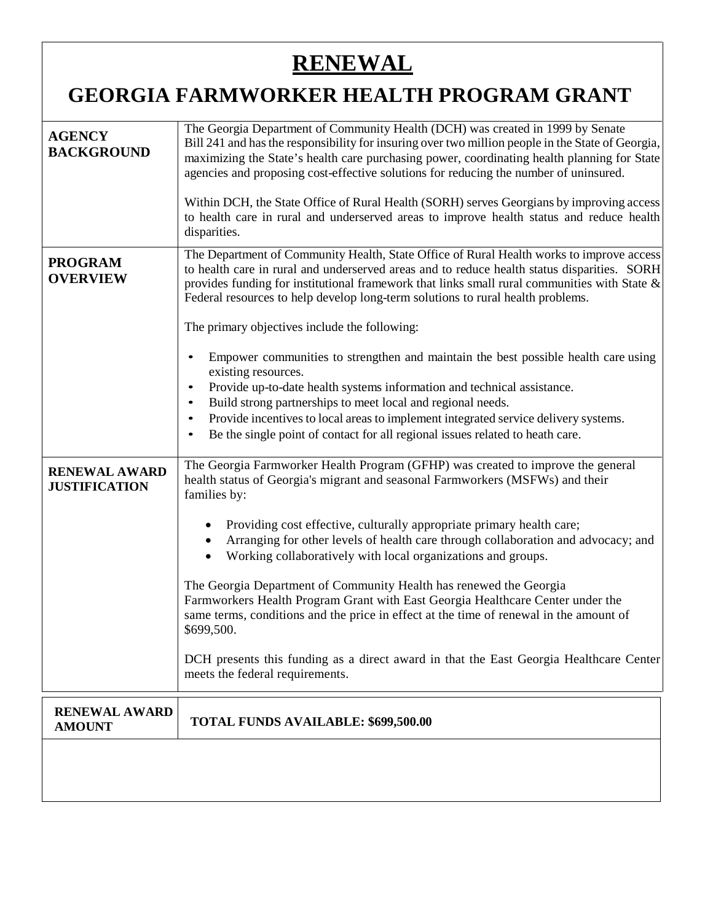# RENEWAL

## GEORGIA FARMWORKER HEALTH PROGRAM GRANT

| | |
|---|---|
| **AGENCY BACKGROUND** | The Georgia Department of Community Health (DCH) was created in 1999 by Senate Bill 241 and has the responsibility for insuring over two million people in the State of Georgia, maximizing the State's health care purchasing power, coordinating health planning for State agencies and proposing cost-effective solutions for reducing the number of uninsured.<br><br>Within DCH, the State Office of Rural Health (SORH) serves Georgians by improving access to health care in rural and underserved areas to improve health status and reduce health disparities. |
| **PROGRAM OVERVIEW** | The Department of Community Health, State Office of Rural Health works to improve access to health care in rural and underserved areas and to reduce health status disparities. SORH provides funding for institutional framework that links small rural communities with State & Federal resources to help develop long-term solutions to rural health problems.<br><br>The primary objectives include the following:<br><br>• Empower communities to strengthen and maintain the best possible health care using existing resources.<br>• Provide up-to-date health systems information and technical assistance.<br>• Build strong partnerships to meet local and regional needs.<br>• Provide incentives to local areas to implement integrated service delivery systems.<br>• Be the single point of contact for all regional issues related to heath care. |
| **RENEWAL AWARD JUSTIFICATION** | The Georgia Farmworker Health Program (GFHP) was created to improve the general health status of Georgia's migrant and seasonal Farmworkers (MSFWs) and their families by:<br><br>• Providing cost effective, culturally appropriate primary health care;<br>• Arranging for other levels of health care through collaboration and advocacy; and<br>• Working collaboratively with local organizations and groups.<br><br>The Georgia Department of Community Health has renewed the Georgia Farmworkers Health Program Grant with East Georgia Healthcare Center under the same terms, conditions and the price in effect at the time of renewal in the amount of $699,500.<br><br>DCH presents this funding as a direct award in that the East Georgia Healthcare Center meets the federal requirements. |
| **RENEWAL AWARD AMOUNT** | **TOTAL FUNDS AVAILABLE: $699,500.00** |